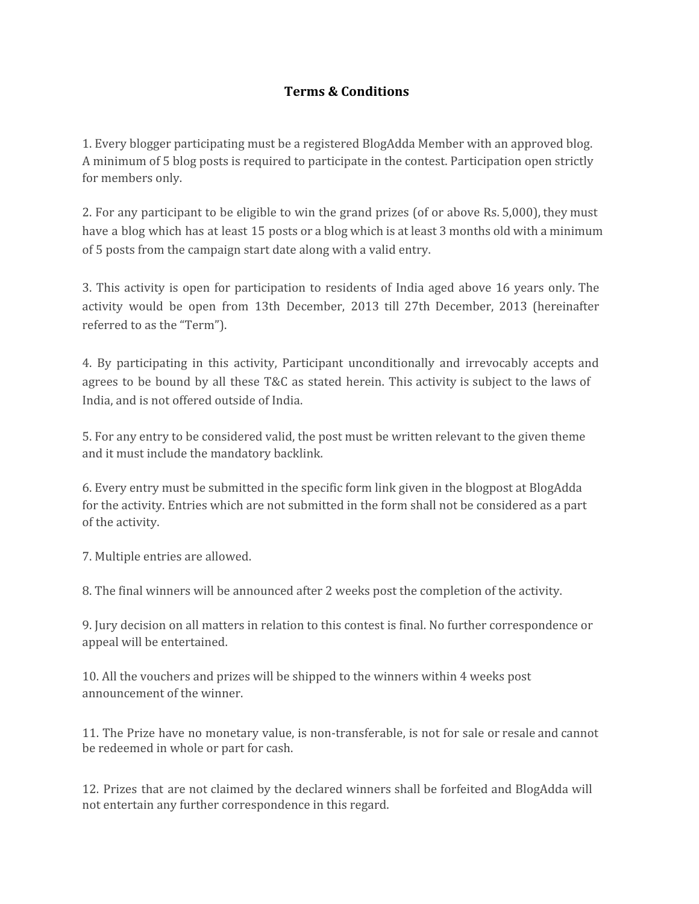# Terms & Conditions

1. Every blogger participating must be a registered BlogAdda Member with an approved blog. A minimum of 5 blog posts is required to participate in the contest. Participation open strictly for members only.

2. For any participant to be eligible to win the grand prizes (of or above Rs. 5,000), they must have a blog which has at least 15 posts or a blog which is at least 3 months old with a minimum of 5 posts from the campaign start date along with a valid entry.

3. This activity is open for participation to residents of India aged above 16 years only. The activity would be open from 13th December, 2013 till 27th December, 2013 (hereinafter referred to as the "Term").

4. By participating in this activity, Participant unconditionally and irrevocably accepts and agrees to be bound by all these T&C as stated herein. This activity is subject to the laws of India, and is not offered outside of India.

5. For any entry to be considered valid, the post must be written relevant to the given theme and it must include the mandatory backlink.

6. Every entry must be submitted in the specific form link given in the blogpost at BlogAdda for the activity. Entries which are not submitted in the form shall not be considered as a part of the activity.

7. Multiple entries are allowed.

8. The final winners will be announced after 2 weeks post the completion of the activity.

9. Jury decision on all matters in relation to this contest is final. No further correspondence or appeal will be entertained.

10. All the vouchers and prizes will be shipped to the winners within 4 weeks post announcement of the winner.

11. The Prize have no monetary value, is non-transferable, is not for sale or resale and cannot be redeemed in whole or part for cash.

12. Prizes that are not claimed by the declared winners shall be forfeited and BlogAdda will not entertain any further correspondence in this regard.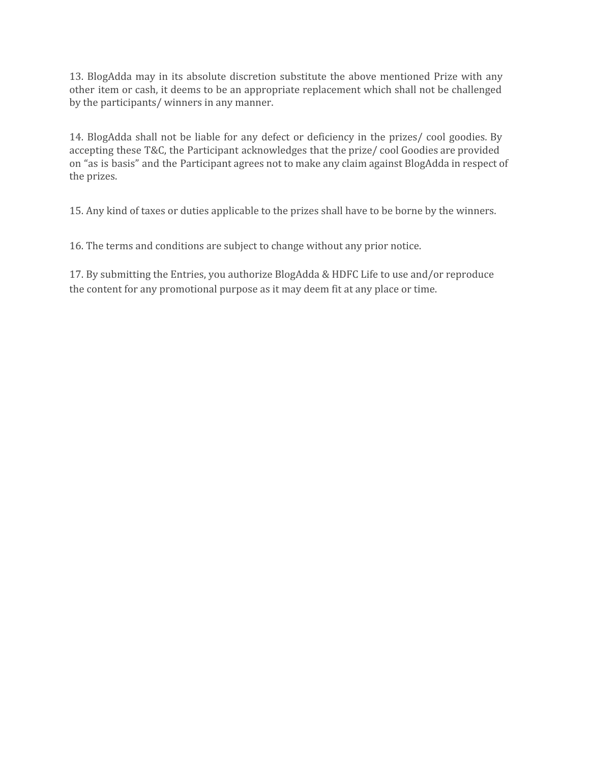13. BlogAdda may in its absolute discretion substitute the above mentioned Prize with any other item or cash, it deems to be an appropriate replacement which shall not be challenged by the participants/ winners in any manner.

14. BlogAdda shall not be liable for any defect or deficiency in the prizes/ cool goodies. By accepting these T&C, the Participant acknowledges that the prize/ cool Goodies are provided on "as is basis" and the Participant agrees not to make any claim against BlogAdda in respect of the prizes.

15. Any kind of taxes or duties applicable to the prizes shall have to be borne by the winners.

16. The terms and conditions are subject to change without any prior notice.

17. By submitting the Entries, you authorize BlogAdda & HDFC Life to use and/or reproduce the content for any promotional purpose as it may deem fit at any place or time.